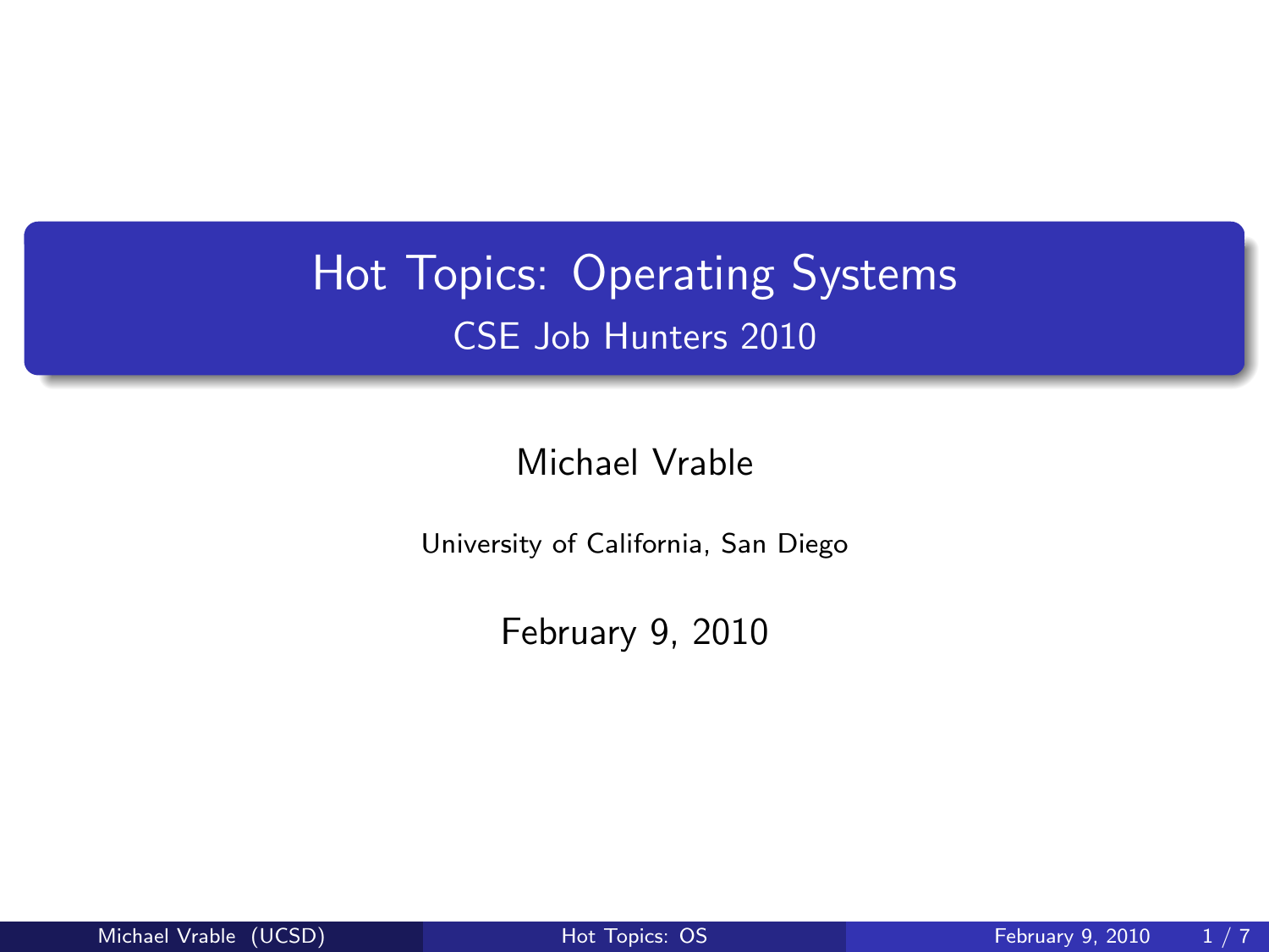# Hot Topics: Operating Systems

## CSE Job Hunters 2010

Michael Vrable

University of California, San Diego

February 9, 2010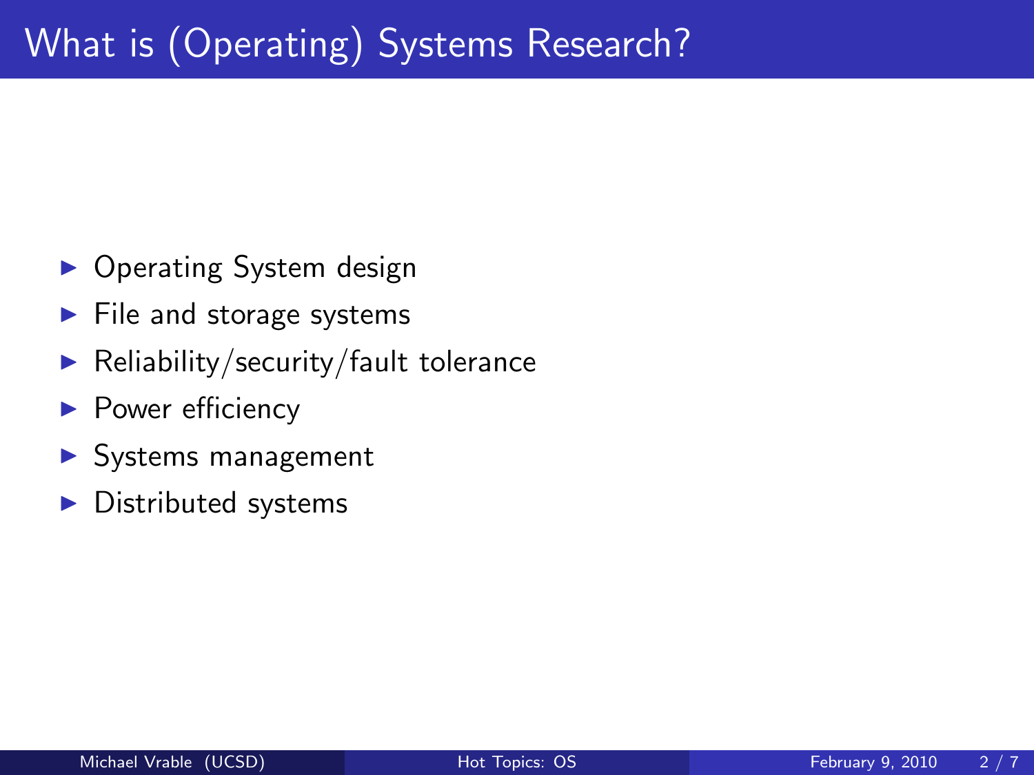# What is (Operating) Systems Research?

- Operating System design
- File and storage systems
- Reliability/security/fault tolerance
- Power efficiency
- Systems management
- Distributed systems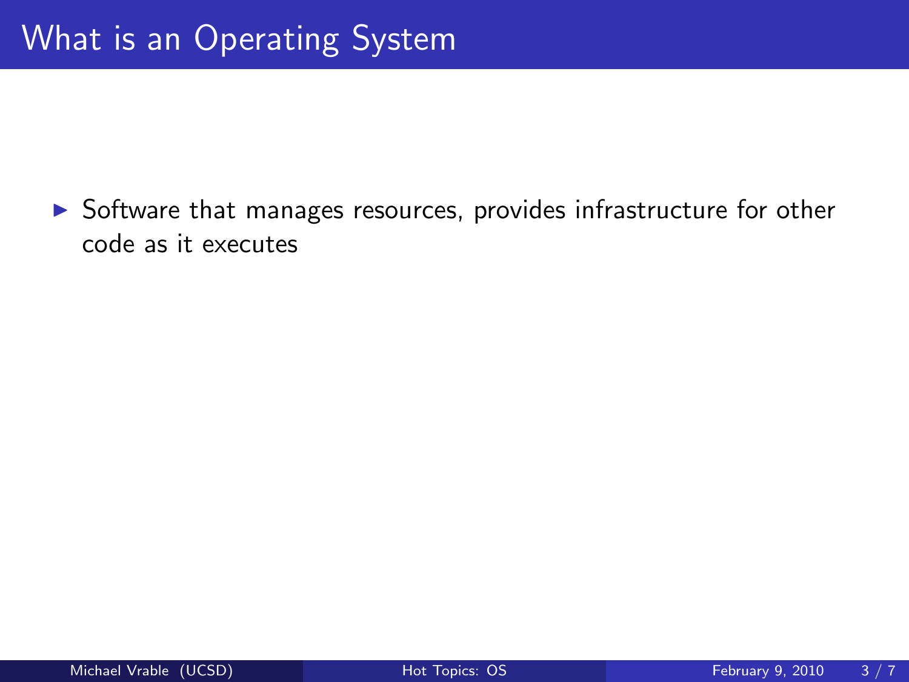# What is an Operating System

- Software that manages resources, provides infrastructure for other code as it executes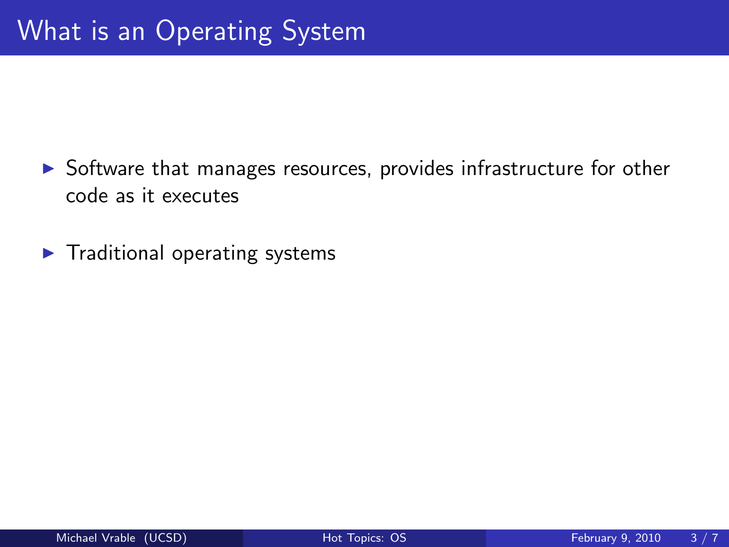# What is an Operating System

- Software that manages resources, provides infrastructure for other code as it executes
- Traditional operating systems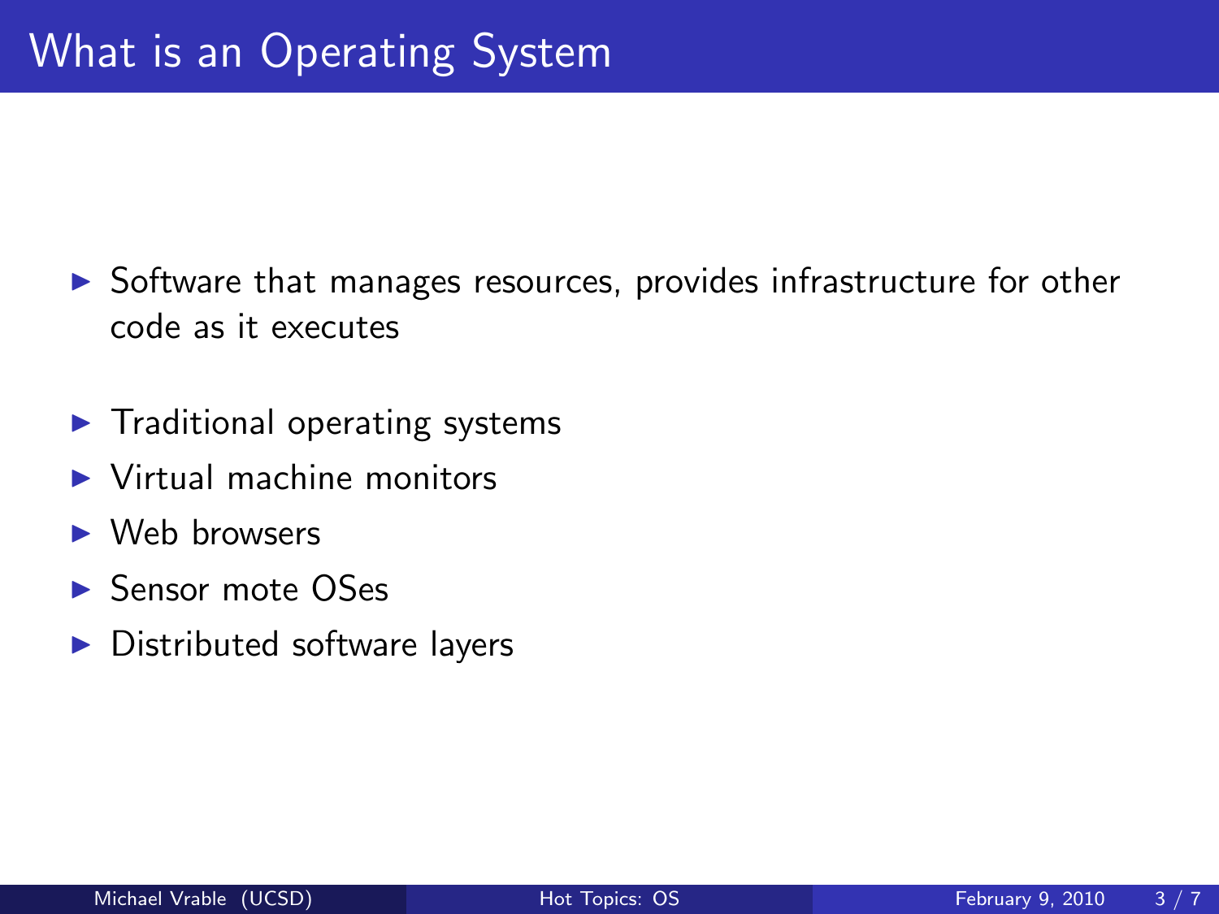# What is an Operating System

- Software that manages resources, provides infrastructure for other code as it executes

- Traditional operating systems
- Virtual machine monitors
- Web browsers
- Sensor mote OSes
- Distributed software layers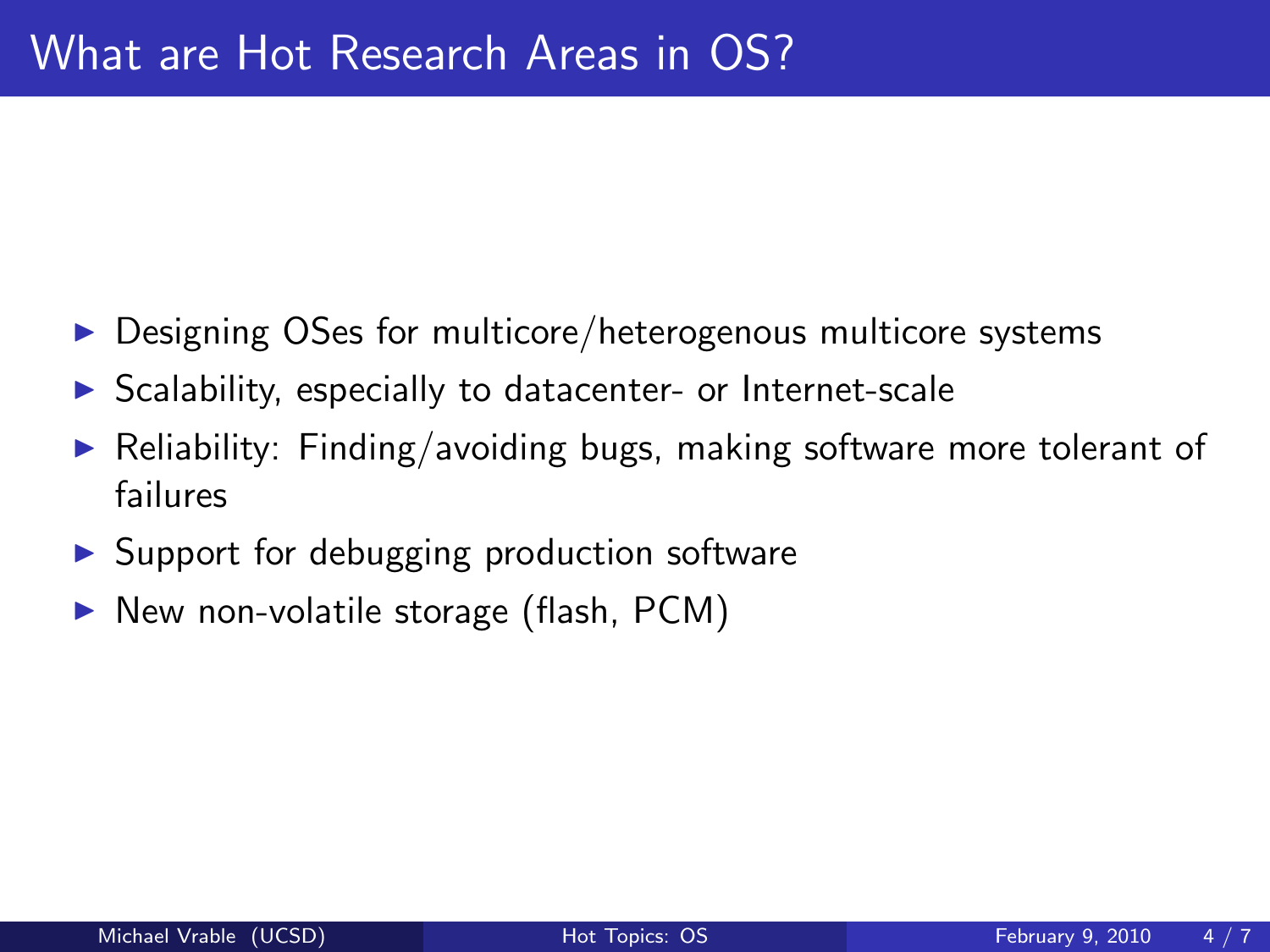# What are Hot Research Areas in OS?

- Designing OSes for multicore/heterogenous multicore systems
- Scalability, especially to datacenter- or Internet-scale
- Reliability: Finding/avoiding bugs, making software more tolerant of failures
- Support for debugging production software
- New non-volatile storage (flash, PCM)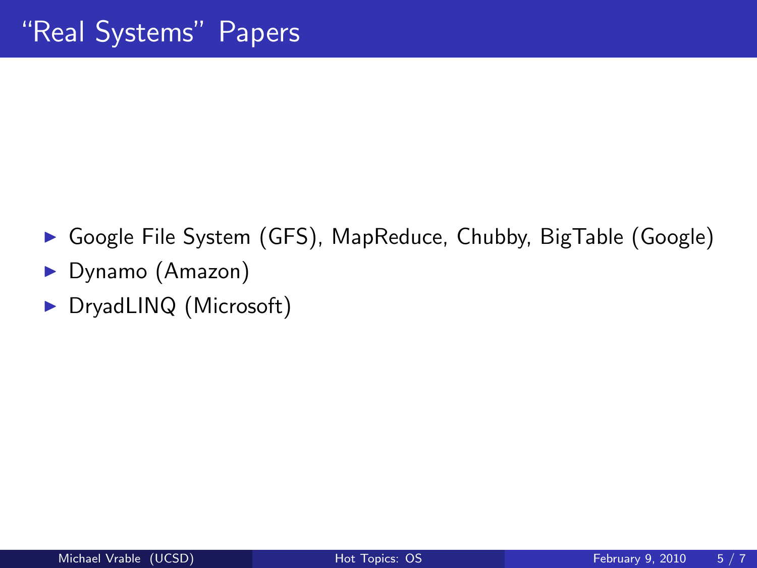# "Real Systems" Papers

- Google File System (GFS), MapReduce, Chubby, BigTable (Google)
- Dynamo (Amazon)
- DryadLINQ (Microsoft)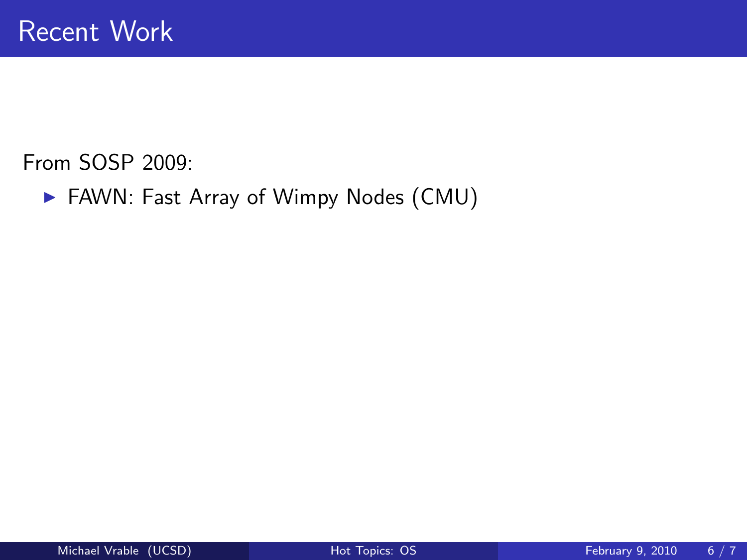# Recent Work

From SOSP 2009:

- FAWN: Fast Array of Wimpy Nodes (CMU)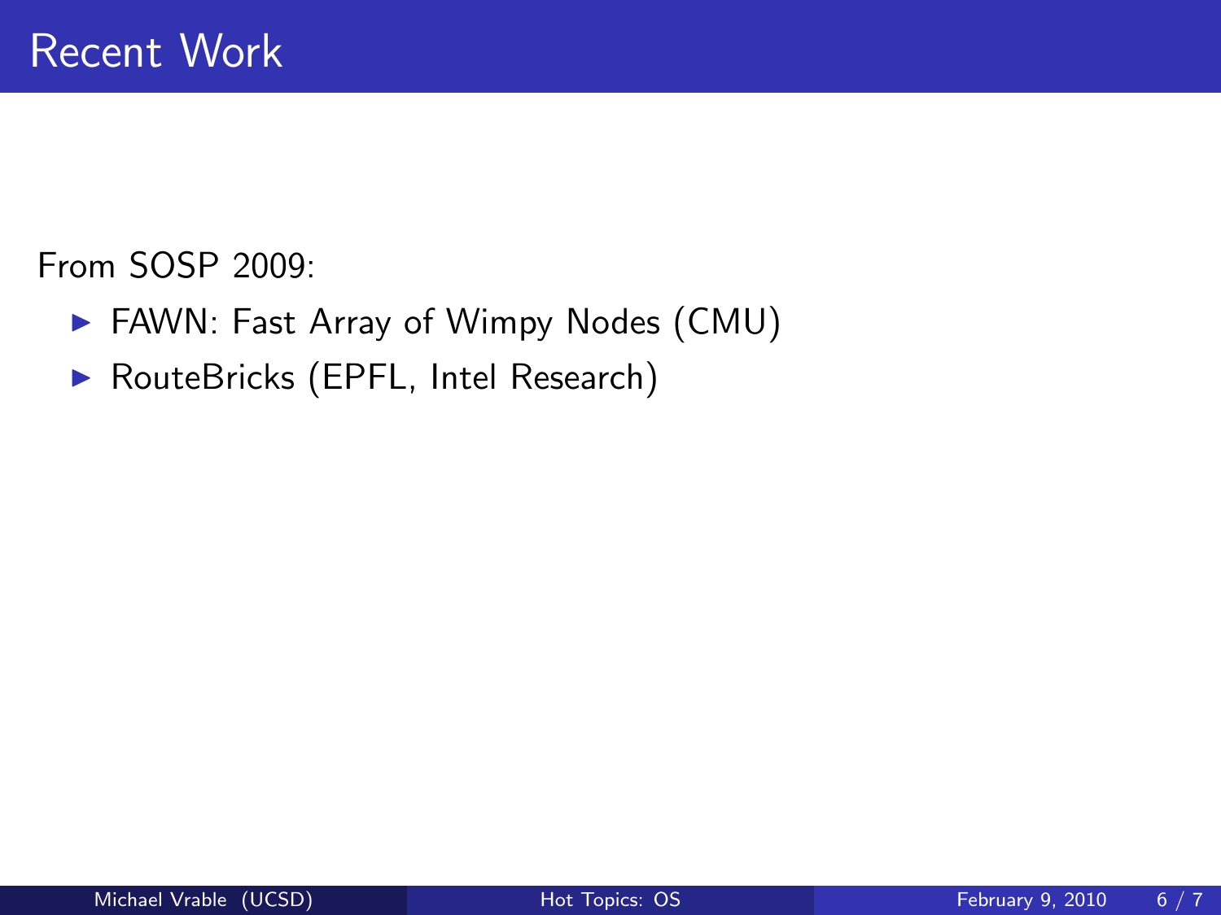# Recent Work

From SOSP 2009:

- FAWN: Fast Array of Wimpy Nodes (CMU)
- RouteBricks (EPFL, Intel Research)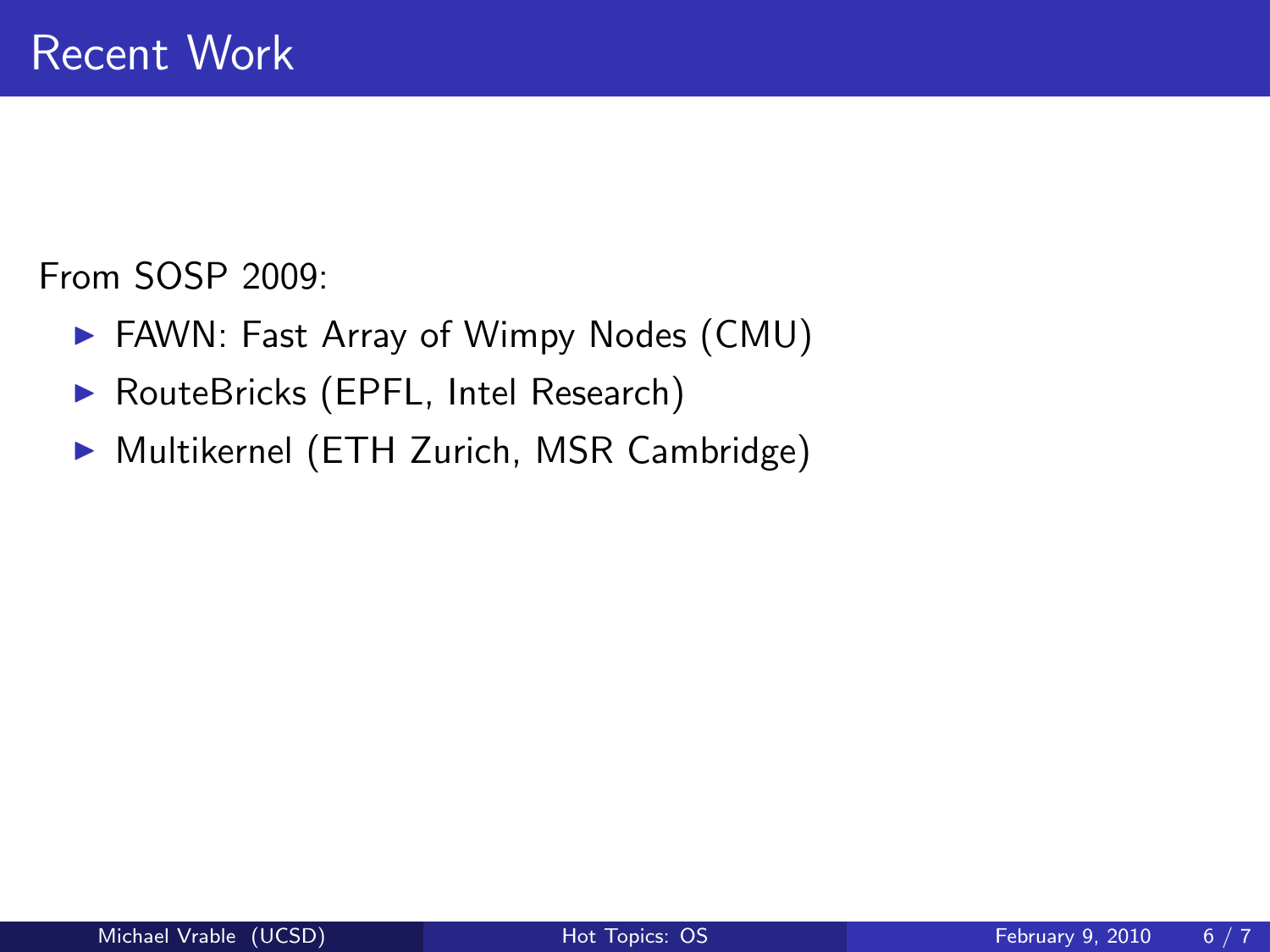# Recent Work

From SOSP 2009:

- FAWN: Fast Array of Wimpy Nodes (CMU)
- RouteBricks (EPFL, Intel Research)
- Multikernel (ETH Zurich, MSR Cambridge)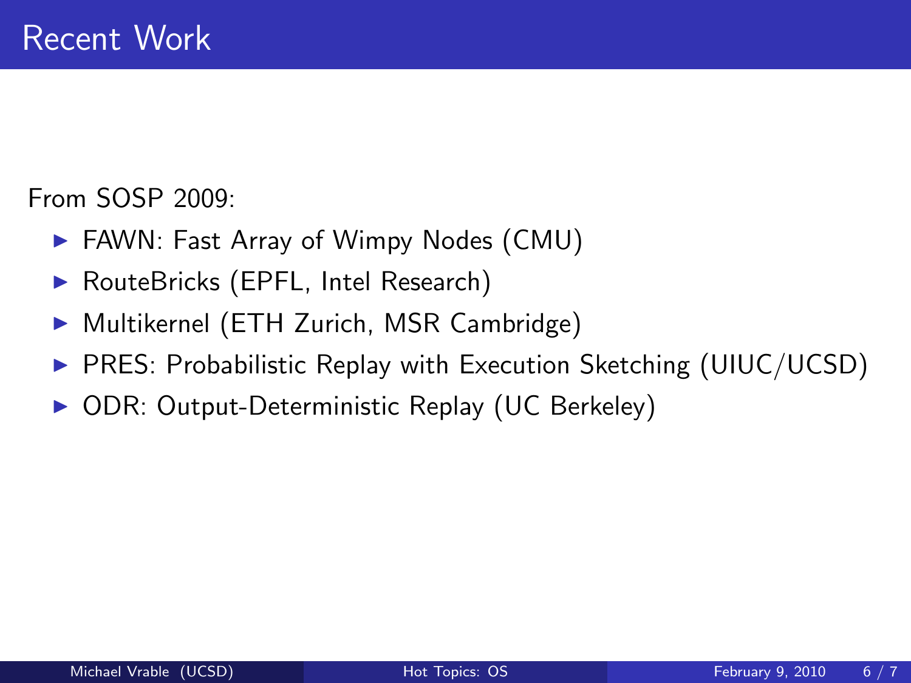# Recent Work

From SOSP 2009:

- FAWN: Fast Array of Wimpy Nodes (CMU)
- RouteBricks (EPFL, Intel Research)
- Multikernel (ETH Zurich, MSR Cambridge)
- PRES: Probabilistic Replay with Execution Sketching (UIUC/UCSD)
- ODR: Output-Deterministic Replay (UC Berkeley)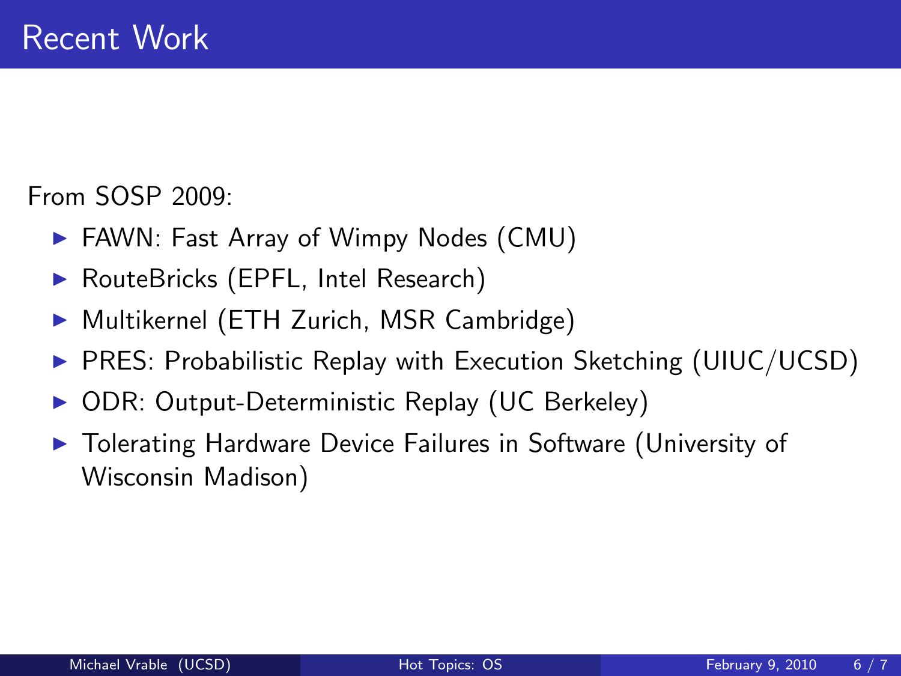# Recent Work

From SOSP 2009:

- FAWN: Fast Array of Wimpy Nodes (CMU)
- RouteBricks (EPFL, Intel Research)
- Multikernel (ETH Zurich, MSR Cambridge)
- PRES: Probabilistic Replay with Execution Sketching (UIUC/UCSD)
- ODR: Output-Deterministic Replay (UC Berkeley)
- Tolerating Hardware Device Failures in Software (University of Wisconsin Madison)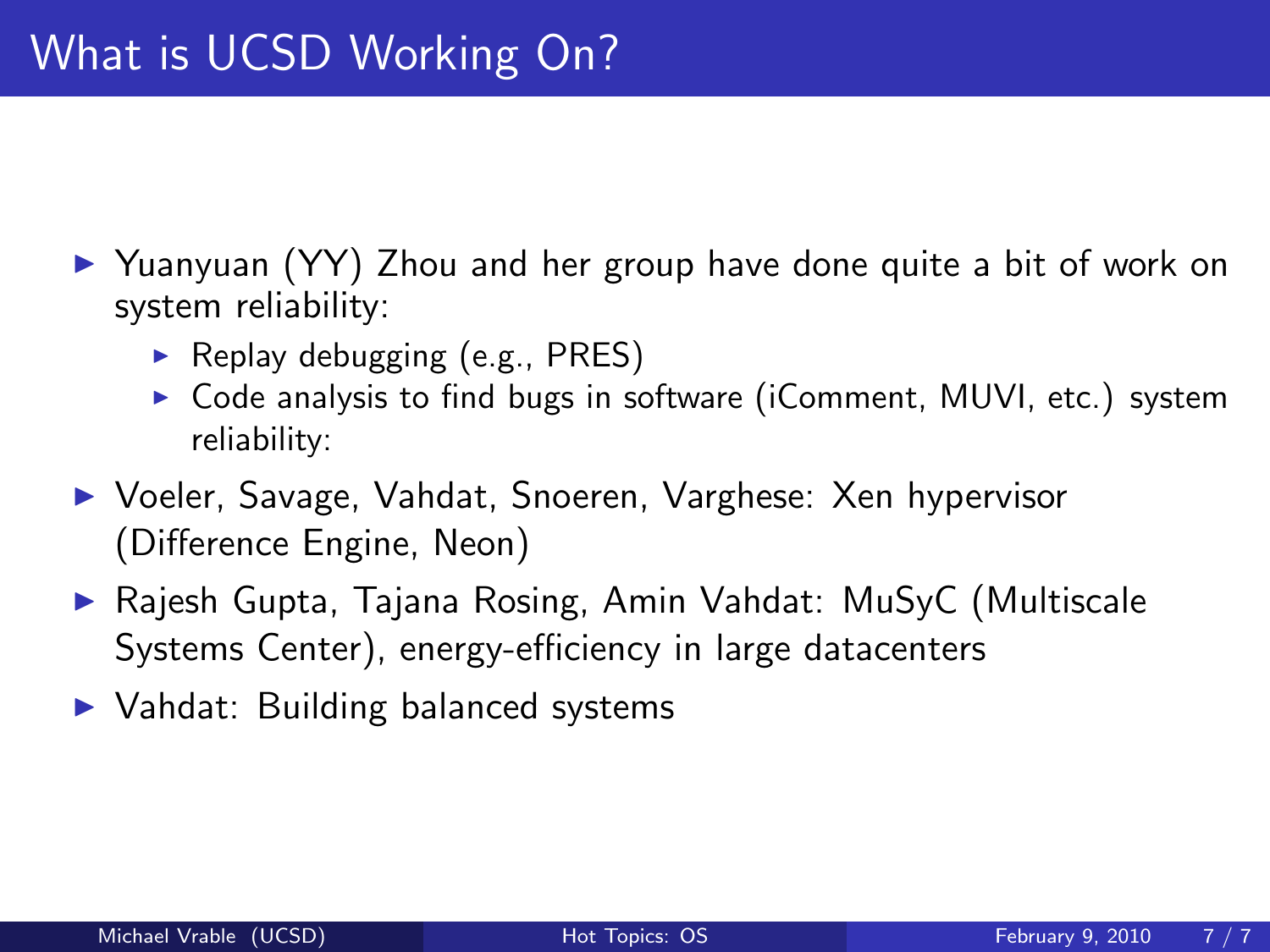# What is UCSD Working On?

- Yuanyuan (YY) Zhou and her group have done quite a bit of work on system reliability:
  - Replay debugging (e.g., PRES)
  - Code analysis to find bugs in software (iComment, MUVI, etc.) system reliability:
- Voeler, Savage, Vahdat, Snoeren, Varghese: Xen hypervisor (Difference Engine, Neon)
- Rajesh Gupta, Tajana Rosing, Amin Vahdat: MuSyC (Multiscale Systems Center), energy-efficiency in large datacenters
- Vahdat: Building balanced systems